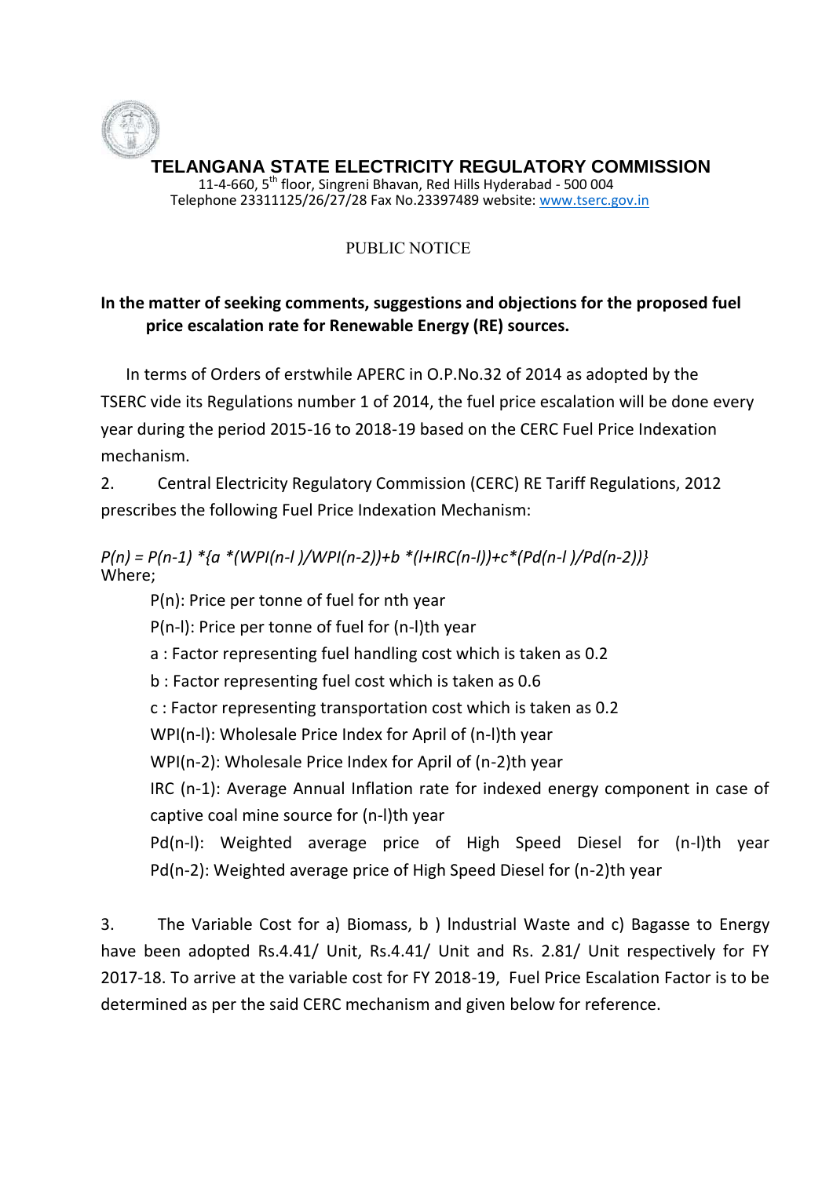# TELANGANA STATE ELECTRICITY REGULATORY COMMISSION

11-4-660, 5th floor, Singreni Bhavan, Red Hills Hyderabad - 500 004
Telephone 23311125/26/27/28 Fax No.23397489 website: www.tserc.gov.in

PUBLIC NOTICE

**In the matter of seeking comments, suggestions and objections for the proposed fuel price escalation rate for Renewable Energy (RE) sources.**

In terms of Orders of erstwhile APERC in O.P.No.32 of 2014 as adopted by the TSERC vide its Regulations number 1 of 2014, the fuel price escalation will be done every year during the period 2015-16 to 2018-19 based on the CERC Fuel Price Indexation mechanism.

2. Central Electricity Regulatory Commission (CERC) RE Tariff Regulations, 2012 prescribes the following Fuel Price Indexation Mechanism:

$$P(n) = P(n-1) * \{a * (WPI(n-1)/WPI(n-2)) + b * (1+IRC(n-1)) + c * (Pd(n-1)/Pd(n-2))\}$$

Where;

P(n): Price per tonne of fuel for nth year

P(n-l): Price per tonne of fuel for (n-l)th year

a : Factor representing fuel handling cost which is taken as 0.2

b : Factor representing fuel cost which is taken as 0.6

c : Factor representing transportation cost which is taken as 0.2

WPI(n-l): Wholesale Price Index for April of (n-l)th year

WPI(n-2): Wholesale Price Index for April of (n-2)th year

IRC (n-1): Average Annual Inflation rate for indexed energy component in case of captive coal mine source for (n-l)th year

Pd(n-l): Weighted average price of High Speed Diesel for (n-l)th year

Pd(n-2): Weighted average price of High Speed Diesel for (n-2)th year

3. The Variable Cost for a) Biomass, b ) Industrial Waste and c) Bagasse to Energy have been adopted Rs.4.41/ Unit, Rs.4.41/ Unit and Rs. 2.81/ Unit respectively for FY 2017-18. To arrive at the variable cost for FY 2018-19, Fuel Price Escalation Factor is to be determined as per the said CERC mechanism and given below for reference.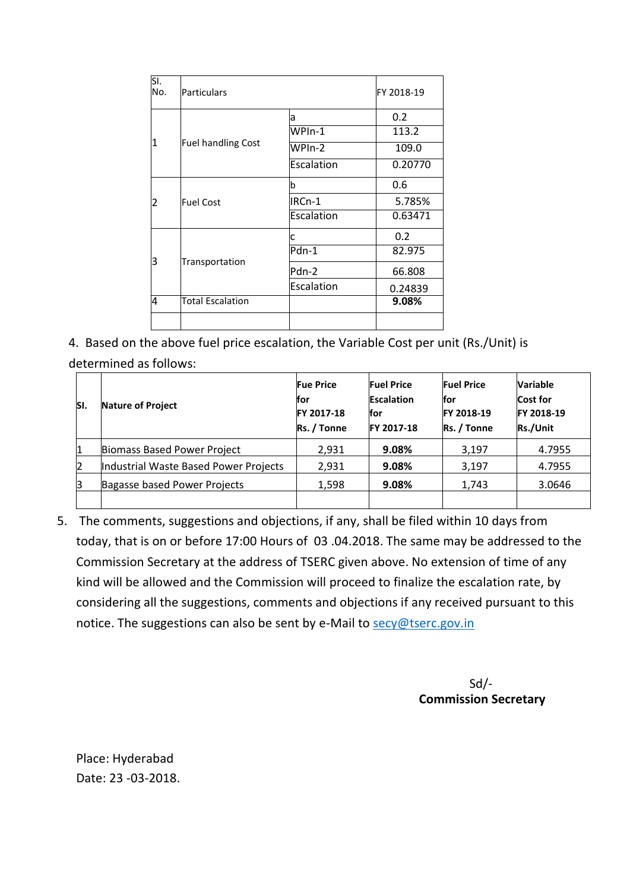| Sl. No. | Particulars | | FY 2018-19 |
|---|---|---|---|
| 1 | Fuel handling Cost | a | 0.2 |
| | | WPIn-1 | 113.2 |
| | | WPIn-2 | 109.0 |
| | | Escalation | 0.20770 |
| 2 | Fuel Cost | b | 0.6 |
| | | IRCn-1 | 5.785% |
| | | Escalation | 0.63471 |
| 3 | Transportation | c | 0.2 |
| | | Pdn-1 | 82.975 |
| | | Pdn-2 | 66.808 |
| | | Escalation | 0.24839 |
| 4 | Total Escalation | | **9.08%** |
| | | | |

4. Based on the above fuel price escalation, the Variable Cost per unit (Rs./Unit) is determined as follows:

| Sl. | Nature of Project | Fue Price for FY 2017-18 Rs. / Tonne | Fuel Price Escalation for FY 2017-18 | Fuel Price for FY 2018-19 Rs. / Tonne | Variable Cost for FY 2018-19 Rs./Unit |
|---|---|---|---|---|---|
| 1 | Biomass Based Power Project | 2,931 | **9.08%** | 3,197 | 4.7955 |
| 2 | Industrial Waste Based Power Projects | 2,931 | **9.08%** | 3,197 | 4.7955 |
| 3 | Bagasse based Power Projects | 1,598 | **9.08%** | 1,743 | 3.0646 |
| | | | | | |

5. The comments, suggestions and objections, if any, shall be filed within 10 days from today, that is on or before 17:00 Hours of 03 .04.2018. The same may be addressed to the Commission Secretary at the address of TSERC given above. No extension of time of any kind will be allowed and the Commission will proceed to finalize the escalation rate, by considering all the suggestions, comments and objections if any received pursuant to this notice. The suggestions can also be sent by e-Mail to secy@tserc.gov.in

Sd/-
**Commission Secretary**

Place: Hyderabad
Date: 23 -03-2018.